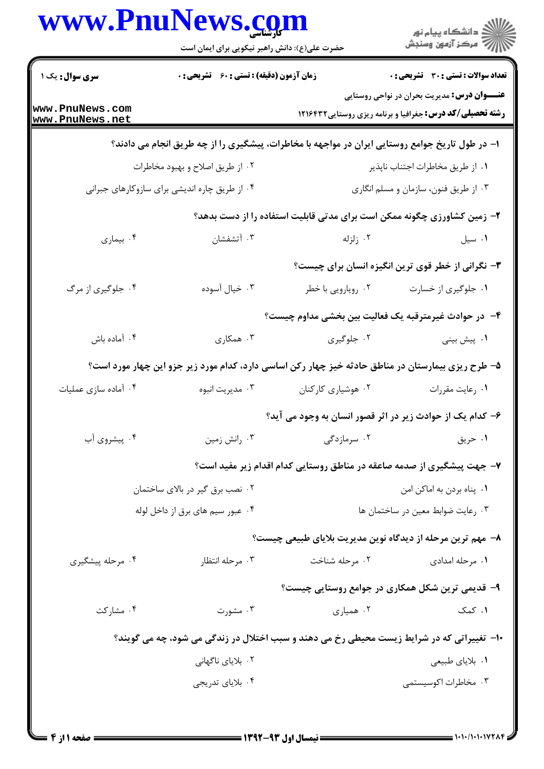**سری سوال:** یک ۱

**زمان آزمون (دقیقه) : تستی : ۶۰ تشریحی : ۰**

**تعداد سوالات : تستی : ۳۰ تشریحی : ۰**

**عنـــوان درس:** مدیریت بحران در نواحی روستایی

**رشته تحصیلی/کد درس:** جغرافیا و برنامه ریزی روستایی۱۲۱۶۴۳۲

**۱- در طول تاریخ جوامع روستایی ایران در مواجهه با مخاطرات، پیشگیری را از چه طریق انجام می دادند؟**

۱. از طریق مخاطرات اجتناب ناپذیر

۲. از طریق اصلاح و بهبود مخاطرات

۳. از طریق فنون، سازمان و مسلم انگاری

۴. از طریق چاره اندیشی برای سازوکارهای جبرانی

**۲- زمین کشاورزی چگونه ممکن است برای مدتی قابلیت استفاده را از دست بدهد؟**

۱. سیل

۲. زلزله

۳. آتشفشان

۴. بیماری

**۳- نگرانی از خطر قوی ترین انگیزه انسان برای چیست؟**

۱. جلوگیری از خسارت

۲. رویارویی با خطر

۳. خیال آسوده

۴. جلوگیری از مرگ

**۴- در حوادث غیرمترقبه یک فعالیت بین بخشی مداوم چیست؟**

۱. پیش بینی

۲. جلوگیری

۳. همکاری

۴. آماده باش

**۵- طرح ریزی بیمارستان در مناطق حادثه خیز چهار رکن اساسی دارد، کدام مورد زیر جزو این چهار مورد است؟**

۱. رعایت مقررات

۲. هوشیاری کارکنان

۳. مدیریت انبوه

۴. آماده سازی عملیات

**۶- کدام یک از حوادث زیر در اثر قصور انسان به وجود می آید؟**

۱. حریق

۲. سرمازدگی

۳. رانش زمین

۴. پیشروی آب

**۷- جهت پیشگیری از صدمه صاعقه در مناطق روستایی کدام اقدام زیر مفید است؟**

۱. پناه بردن به اماکن امن

۲. نصب برق گیر در بالای ساختمان

۳. رعایت ضوابط معین در ساختمان ها

۴. عبور سیم های برق از داخل لوله

**۸- مهم ترین مرحله از دیدگاه نوین مدیریت بلایای طبیعی چیست؟**

۱. مرحله امدادی

۲. مرحله شناخت

۳. مرحله انتظار

۴. مرحله پیشگیری

**۹- قدیمی ترین شکل همکاری در جوامع روستایی چیست؟**

۱. کمک

۲. همیاری

۳. مشورت

۴. مشارکت

**۱۰- تغییراتی که در شرایط زیست محیطی رخ می دهند و سبب اختلال در زندگی می شود، چه می گویند؟**

۱. بلایای طبیعی

۲. بلایای ناگهانی

۳. مخاطرات اکوسیستمی

۴. بلایای تدریجی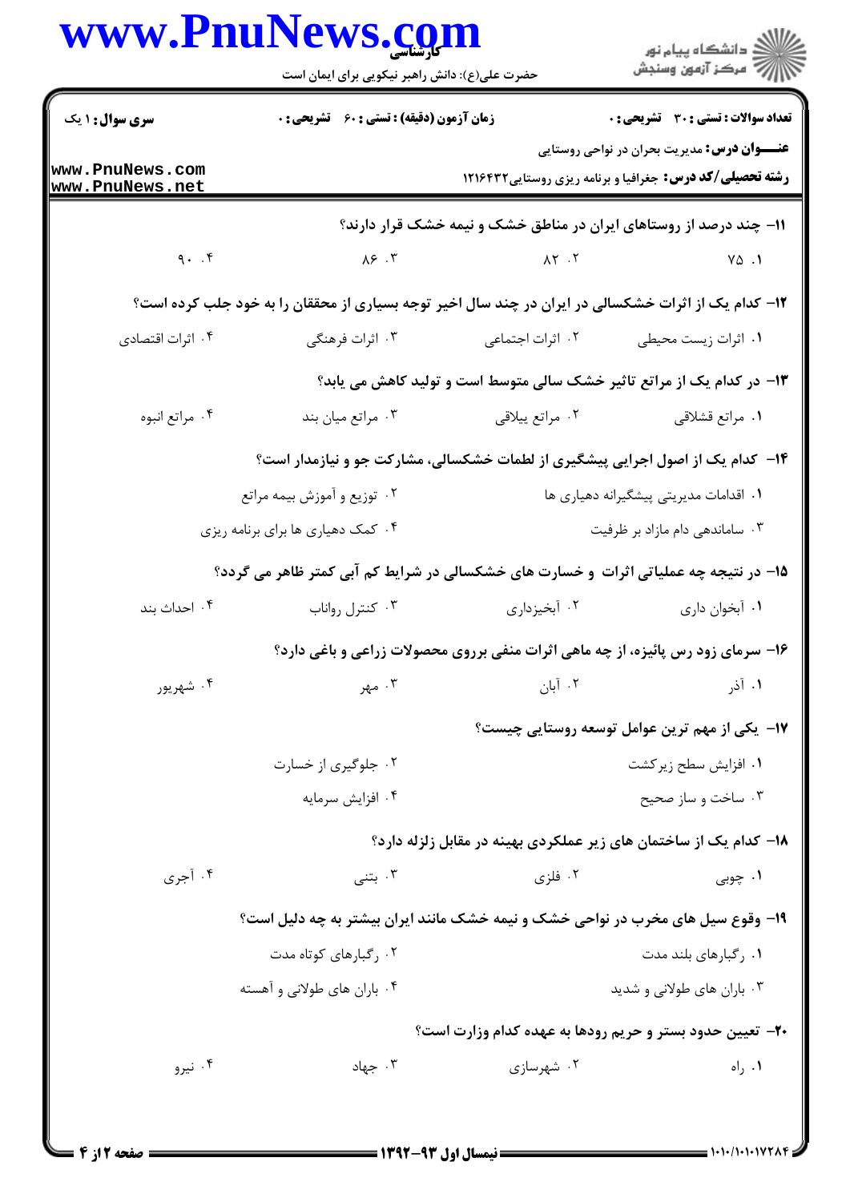**سری سوال:** ۱ یک

**زمان آزمون (دقیقه) : تستی :** ۶۰ **تشریحی :** ۰

**تعداد سوالات : تستی :** ۳۰ **تشریحی :** ۰

**عنـــوان درس:** مدیریت بحران در نواحی روستایی

**رشته تحصیلی/کد درس:** جغرافیا و برنامه ریزی روستایی۱۲۱۶۴۳۲

۱۱- چند درصد از روستاهای ایران در مناطق خشک و نیمه خشک قرار دارند؟

۱. ۷۵
۲. ۸۲
۳. ۸۶
۴. ۹۰

۱۲- کدام یک از اثرات خشکسالی در ایران در چند سال اخیر توجه بسیاری از محققان را به خود جلب کرده است؟

۱. اثرات زیست محیطی
۲. اثرات اجتماعی
۳. اثرات فرهنگی
۴. اثرات اقتصادی

۱۳- در کدام یک از مراتع تاثیر خشک سالی متوسط است و تولید کاهش می یابد؟

۱. مراتع قشلاقی
۲. مراتع ییلاقی
۳. مراتع میان بند
۴. مراتع انبوه

۱۴- کدام یک از اصول اجرایی پیشگیری از لطمات خشکسالی، مشارکت جو و نیازمدار است؟

۱. اقدامات مدیریتی پیشگیرانه دهیاری ها
۲. توزیع و آموزش بیمه مراتع
۳. ساماندهی دام مازاد بر ظرفیت
۴. کمک دهیاری ها برای برنامه ریزی

۱۵- در نتیجه چه عملیاتی اثرات و خسارت های خشکسالی در شرایط کم آبی کمتر ظاهر می گردد؟

۱. آبخوان داری
۲. آبخیزداری
۳. کنترل رواناب
۴. احداث بند

۱۶- سرمای زود رس پائیزه، از چه ماهی اثرات منفی برروی محصولات زراعی و باغی دارد؟

۱. آذر
۲. آبان
۳. مهر
۴. شهریور

۱۷- یکی از مهم ترین عوامل توسعه روستایی چیست؟

۱. افزایش سطح زیرکشت
۲. جلوگیری از خسارت
۳. ساخت و ساز صحیح
۴. افزایش سرمایه

۱۸- کدام یک از ساختمان های زیر عملکردی بهینه در مقابل زلزله دارد؟

۱. چوبی
۲. فلزی
۳. بتنی
۴. آجری

۱۹- وقوع سیل های مخرب در نواحی خشک و نیمه خشک مانند ایران بیشتر به چه دلیل است؟

۱. رگبارهای بلند مدت
۲. رگبارهای کوتاه مدت
۳. باران های طولانی و شدید
۴. باران های طولانی و آهسته

۲۰- تعیین حدود بستر و حریم رودها به عهده کدام وزارت است؟

۱. راه
۲. شهرسازی
۳. جهاد
۴. نیرو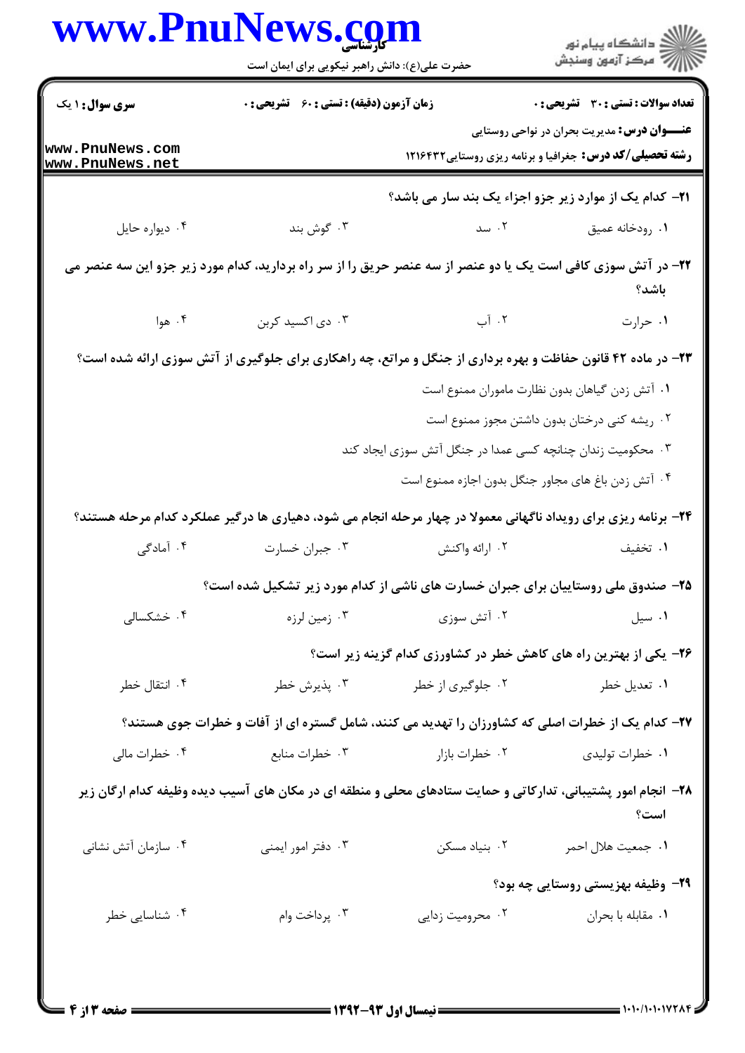۲۱- کدام یک از موارد زیر جزو اجزاء یک بند سار می باشد؟

۱. رودخانه عمیق
۲. سد
۳. گوش بند
۴. دیواره حایل

۲۲- در آتش سوزی کافی است یک یا دو عنصر از سه عنصر حریق را از سر راه بردارید، کدام مورد زیر جزو این سه عنصر می باشد؟

۱. حرارت
۲. آب
۳. دی اکسید کربن
۴. هوا

۲۳- در ماده ۴۲ قانون حفاظت و بهره برداری از جنگل و مراتع، چه راهکاری برای جلوگیری از آتش سوزی ارائه شده است؟

۱. آتش زدن گیاهان بدون نظارت ماموران ممنوع است
۲. ریشه کنی درختان بدون داشتن مجوز ممنوع است
۳. محکومیت زندان چنانچه کسی عمدا در جنگل آتش سوزی ایجاد کند
۴. آتش زدن باغ های مجاور جنگل بدون اجازه ممنوع است

۲۴- برنامه ریزی برای رویداد ناگهانی معمولا در چهار مرحله انجام می شود، دهیاری ها درگیر عملکرد کدام مرحله هستند؟

۱. تخفیف
۲. ارائه واکنش
۳. جبران خسارت
۴. آمادگی

۲۵- صندوق ملی روستاییان برای جبران خسارت های ناشی از کدام مورد زیر تشکیل شده است؟

۱. سیل
۲. آتش سوزی
۳. زمین لرزه
۴. خشکسالی

۲۶- یکی از بهترین راه های کاهش خطر در کشاورزی کدام گزینه زیر است؟

۱. تعدیل خطر
۲. جلوگیری از خطر
۳. پذیرش خطر
۴. انتقال خطر

۲۷- کدام یک از خطرات اصلی که کشاورزان را تهدید می کنند، شامل گستره ای از آفات و خطرات جوی هستند؟

۱. خطرات تولیدی
۲. خطرات بازار
۳. خطرات منابع
۴. خطرات مالی

۲۸- انجام امور پشتیبانی، تدارکاتی و حمایت ستادهای محلی و منطقه ای در مکان های آسیب دیده وظیفه کدام ارگان زیر است؟

۱. جمعیت هلال احمر
۲. بنیاد مسکن
۳. دفتر امور ایمنی
۴. سازمان آتش نشانی

۲۹- وظیفه بهزیستی روستایی چه بود؟

۱. مقابله با بحران
۲. محرومیت زدایی
۳. پرداخت وام
۴. شناسایی خطر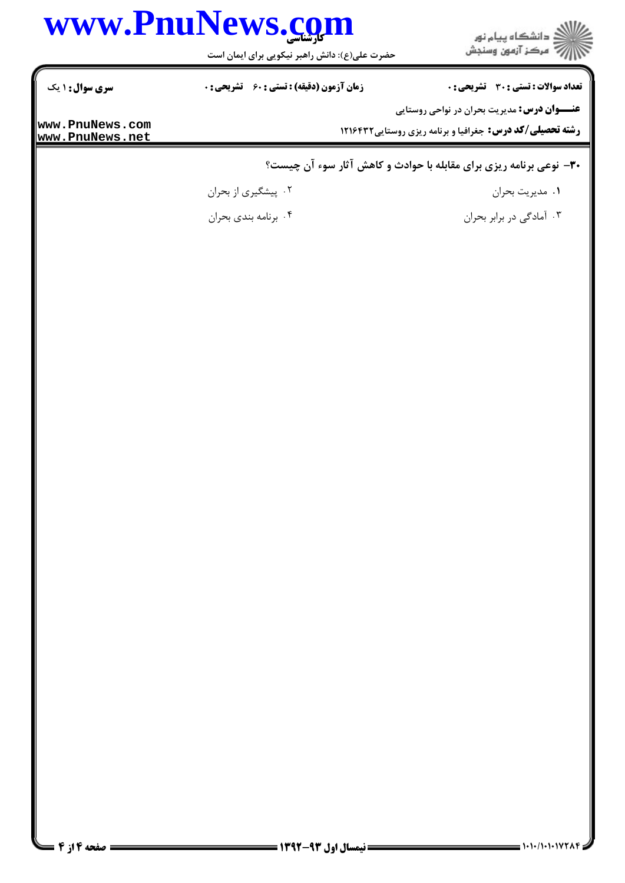۳۰- نوعی برنامه ریزی برای مقابله با حوادث و کاهش آثار سوء آن چیست؟

۱. مدیریت بحران

۲. پیشگیری از بحران

۳. آمادگی در برابر بحران

۴. برنامه بندی بحران